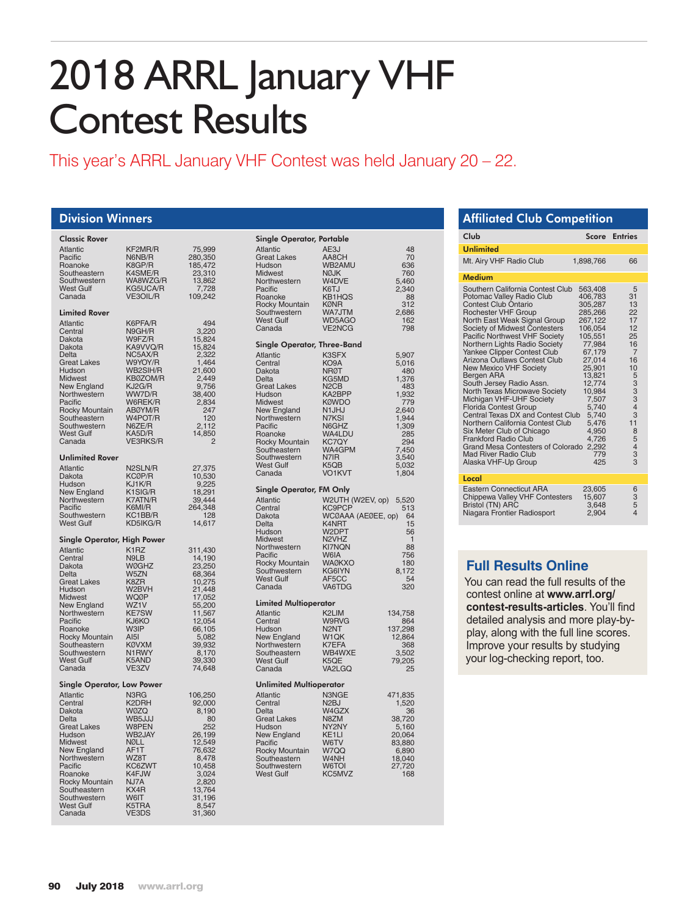# 2018 ARRL January VHF Contest Results

This year's ARRL January VHF Contest was held January 20 – 22.

## Division Winners

### Classic Rover

| Division | Call | Score |
|---|---|---|
| Atlantic | KF2MR/R | 75,999 |
| Pacific | N6NB/R | 280,350 |
| Roanoke | K8GP/R | 185,472 |
| Southeastern | K4SME/R | 23,310 |
| Southwestern | WA8WZG/R | 13,862 |
| West Gulf | KG5UCA/R | 7,728 |
| Canada | VE3OIL/R | 109,242 |

### Limited Rover

| Division | Call | Score |
|---|---|---|
| Atlantic | K6PFA/R | 494 |
| Central | N9GH/R | 3,220 |
| Dakota | W9FZ/R | 15,824 |
| Dakota | KA9VVQ/R | 15,824 |
| Delta | NC5AX/R | 2,322 |
| Great Lakes | W9YOY/R | 1,464 |
| Hudson | WB2SIH/R | 21,600 |
| Midwest | KBØZOM/R | 2,449 |
| New England | KJ2G/R | 9,756 |
| Northwestern | WW7D/R | 38,400 |
| Pacific | W6REK/R | 2,834 |
| Rocky Mountain | ABØYM/R | 247 |
| Southeastern | W4POT/R | 120 |
| Southwestern | N6ZE/R | 2,112 |
| West Gulf | KA5D/R | 14,850 |
| Canada | VE3RKS/R | 2 |

### Unlimited Rover

| Division | Call | Score |
|---|---|---|
| Atlantic | N2SLN/R | 27,375 |
| Dakota | KCØP/R | 10,530 |
| Hudson | KJ1K/R | 9,225 |
| New England | K1SIG/R | 18,291 |
| Northwestern | K7ATN/R | 39,444 |
| Pacific | K6MI/R | 264,348 |
| Southwestern | KC1BB/R | 128 |
| West Gulf | KD5IKG/R | 14,617 |

### Single Operator, High Power

| Division | Call | Score |
|---|---|---|
| Atlantic | K1RZ | 311,430 |
| Central | N9LB | 14,190 |
| Dakota | WØGHZ | 23,250 |
| Delta | W5ZN | 68,364 |
| Great Lakes | K8ZR | 10,275 |
| Hudson | W2BVH | 21,448 |
| Midwest | WQØP | 17,052 |
| New England | WZ1V | 55,200 |
| Northwestern | KE7SW | 11,567 |
| Pacific | KJ6KO | 12,054 |
| Roanoke | W3IP | 66,105 |
| Rocky Mountain | AI5I | 5,082 |
| Southeastern | KØVXM | 39,932 |
| Southwestern | N1RWY | 8,170 |
| West Gulf | K5AND | 39,330 |
| Canada | VE3ZV | 74,648 |

### Single Operator, Low Power

| Division | Call | Score |
|---|---|---|
| Atlantic | N3RG | 106,250 |
| Central | K2DRH | 92,000 |
| Dakota | WØZQ | 8,190 |
| Delta | WB5JJJ | 80 |
| Great Lakes | W8PEN | 252 |
| Hudson | WB2JAY | 26,199 |
| Midwest | NØLL | 12,549 |
| New England | AF1T | 76,632 |
| Northwestern | WZ8T | 8,478 |
| Pacific | KC6ZWT | 10,458 |
| Roanoke | K4FJW | 3,024 |
| Rocky Mountain | NJ7A | 2,820 |
| Southeastern | KX4R | 13,764 |
| Southwestern | W6IT | 31,196 |
| West Gulf | K5TRA | 8,547 |
| Canada | VE3DS | 31,360 |

### Single Operator, Portable

| Division | Call | Score |
|---|---|---|
| Atlantic | AE3J | 48 |
| Great Lakes | AA8CH | 70 |
| Hudson | WB2AMU | 636 |
| Midwest | NØJK | 760 |
| Northwestern | W4DVE | 5,460 |
| Pacific | K6TJ | 2,340 |
| Roanoke | KB1HQS | 88 |
| Rocky Mountain | KØNR | 312 |
| Southwestern | WA7JTM | 2,686 |
| West Gulf | WD5AGO | 162 |
| Canada | VE2NCG | 798 |

### Single Operator, Three-Band

| Division | Call | Score |
|---|---|---|
| Atlantic | K3SFX | 5,907 |
| Central | KO9A | 5,016 |
| Dakota | NRØT | 480 |
| Delta | KG5MD | 1,376 |
| Great Lakes | N2CB | 483 |
| Hudson | KA2BPP | 1,932 |
| Midwest | KØWDO | 779 |
| New England | N1JHJ | 2,640 |
| Northwestern | N7KSI | 1,944 |
| Pacific | N6GHZ | 1,309 |
| Roanoke | WA4LDU | 285 |
| Rocky Mountain | KC7QY | 294 |
| Southeastern | WA4GPM | 7,450 |
| Southwestern | N7IR | 3,540 |
| West Gulf | K5QB | 5,032 |
| Canada | VO1KVT | 1,804 |

### Single Operator, FM Only

| Division | Call | Score |
|---|---|---|
| Atlantic | W2UTH (W2EV, op) | 5,520 |
| Central | KC9PCP | 513 |
| Dakota | WCØAAA (AEØEE, op) | 64 |
| Delta | K4NRT | 15 |
| Hudson | W2DPT | 56 |
| Midwest | N2VHZ | 1 |
| Northwestern | KI7NQN | 88 |
| Pacific | W6IA | 756 |
| Rocky Mountain | WAØKXO | 180 |
| Southwestern | KG6IYN | 8,172 |
| West Gulf | AF5CC | 54 |
| Canada | VA6TDG | 320 |

### Limited Multioperator

| Division | Call | Score |
|---|---|---|
| Atlantic | K2LIM | 134,758 |
| Central | W9RVG | 864 |
| Hudson | N2NT | 137,298 |
| New England | W1QK | 12,864 |
| Northwestern | K7EFA | 368 |
| Southeastern | WB4WXE | 3,502 |
| West Gulf | K5QE | 79,205 |
| Canada | VA2LGQ | 25 |

### Unlimited Multioperator

| Division | Call | Score |
|---|---|---|
| Atlantic | N3NGE | 471,835 |
| Central | N2BJ | 1,520 |
| Delta | W4GZX | 36 |
| Great Lakes | N8ZM | 38,720 |
| Hudson | NY2NY | 5,160 |
| New England | KE1LI | 20,064 |
| Pacific | W6TV | 83,880 |
| Rocky Mountain | W7QQ | 6,890 |
| Southeastern | W4NH | 18,040 |
| Southwestern | W6TOI | 27,720 |
| West Gulf | KC5MVZ | 168 |

## Affiliated Club Competition

| Club | Score | Entries |
|---|---|---|
| **Unlimited** | | |
| Mt. Airy VHF Radio Club | 1,898,766 | 66 |
| **Medium** | | |
| Southern California Contest Club | 563,408 | 5 |
| Potomac Valley Radio Club | 406,783 | 31 |
| Contest Club Ontario | 305,287 | 13 |
| Rochester VHF Group | 285,266 | 22 |
| North East Weak Signal Group | 267,122 | 17 |
| Society of Midwest Contesters | 106,054 | 12 |
| Pacific Northwest VHF Society | 105,551 | 25 |
| Northern Lights Radio Society | 77,984 | 16 |
| Yankee Clipper Contest Club | 67,179 | 7 |
| Arizona Outlaws Contest Club | 27,014 | 16 |
| New Mexico VHF Society | 25,901 | 10 |
| Bergen ARA | 13,821 | 5 |
| South Jersey Radio Assn. | 12,774 | 3 |
| North Texas Microwave Society | 10,984 | 3 |
| Michigan VHF-UHF Society | 7,507 | 3 |
| Florida Contest Group | 5,740 | 4 |
| Central Texas DX and Contest Club | 5,740 | 3 |
| Northern California Contest Club | 5,476 | 11 |
| Six Meter Club of Chicago | 4,950 | 8 |
| Frankford Radio Club | 4,726 | 5 |
| Grand Mesa Contesters of Colorado | 2,292 | 4 |
| Mad River Radio Club | 779 | 3 |
| Alaska VHF-Up Group | 425 | 3 |
| **Local** | | |
| Eastern Connecticut ARA | 23,605 | 6 |
| Chippewa Valley VHF Contesters | 15,607 | 3 |
| Bristol (TN) ARC | 3,648 | 5 |
| Niagara Frontier Radiosport | 2,904 | 4 |

## Full Results Online

You can read the full results of the contest online at **www.arrl.org/contest-results-articles**. You'll find detailed analysis and more play-by-play, along with the full line scores. Improve your results by studying your log-checking report, too.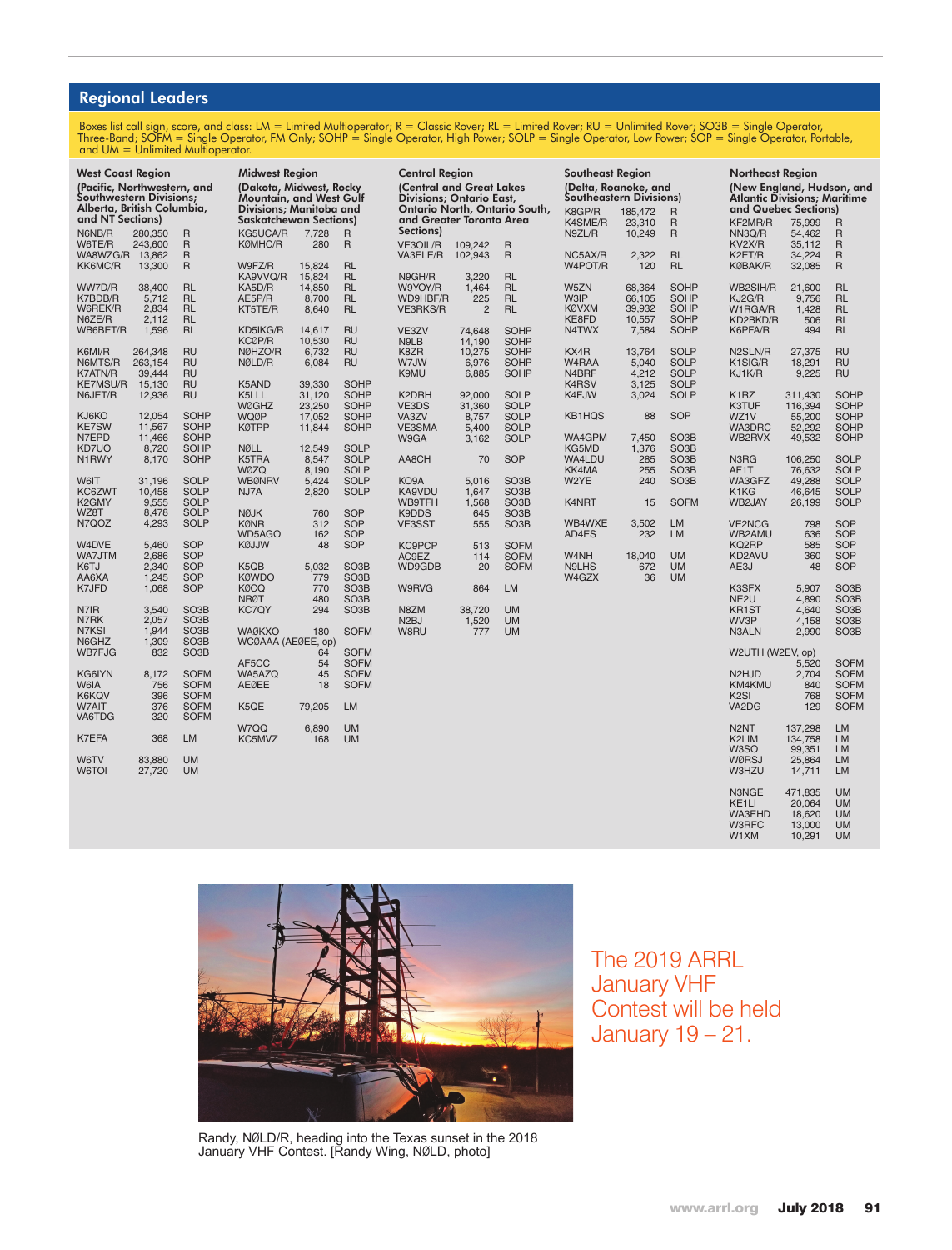## Regional Leaders

Boxes list call sign, score, and class: LM = Limited Multioperator; R = Classic Rover; RL = Limited Rover; RU = Unlimited Rover; SO3B = Single Operator, Three-Band; SOFM = Single Operator, FM Only; SOHP = Single Operator, High Power; SOLP = Single Operator, Low Power; SOP = Single Operator, Portable, and UM = Unlimited Multioperator.

### West Coast Region

**(Pacific, Northwestern, and Southwestern Divisions; Alberta, British Columbia, and NT Sections)**

| | | |
|---|---|---|
| N6NB/R | 280,350 | R |
| W6TE/R | 243,600 | R |
| WA8WZG/R | 13,862 | R |
| KK6MC/R | 13,300 | R |
| WW7D/R | 38,400 | RL |
| K7BDB/R | 5,712 | RL |
| W6REK/R | 2,834 | RL |
| N6ZE/R | 2,112 | RL |
| WB6BET/R | 1,596 | RL |
| K6MI/R | 264,348 | RU |
| N6MTS/R | 263,154 | RU |
| K7ATN/R | 39,444 | RU |
| KE7MSU/R | 15,130 | RU |
| N6JET/R | 12,936 | RU |
| KJ6KO | 12,054 | SOHP |
| KE7SW | 11,567 | SOHP |
| N7EPD | 11,466 | SOHP |
| KD7UO | 8,720 | SOHP |
| N1RWY | 8,170 | SOHP |
| W6IT | 31,196 | SOLP |
| KC6ZWT | 10,458 | SOLP |
| K2GMY | 9,555 | SOLP |
| WZ8T | 8,478 | SOLP |
| N7QOZ | 4,293 | SOLP |
| W4DVE | 5,460 | SOP |
| WA7JTM | 2,686 | SOP |
| K6TJ | 2,340 | SOP |
| AA6XA | 1,245 | SOP |
| K7JFD | 1,068 | SOP |
| N7IR | 3,540 | SO3B |
| N7RK | 2,057 | SO3B |
| N7KSI | 1,944 | SO3B |
| N6GHZ | 1,309 | SO3B |
| WB7FJG | 832 | SO3B |
| KG6IYN | 8,172 | SOFM |
| W6IA | 756 | SOFM |
| K6KQV | 396 | SOFM |
| W7AIT | 376 | SOFM |
| VA6TDG | 320 | SOFM |
| K7EFA | 368 | LM |
| W6TV | 83,880 | UM |
| W6TOI | 27,720 | UM |

### Midwest Region

**(Dakota, Midwest, Rocky Mountain, and West Gulf Divisions; Manitoba and Saskatchewan Sections)**

| | | |
|---|---|---|
| KG5UCA/R | 7,728 | R |
| KØMHC/R | 280 | R |
| W9FZ/R | 15,824 | RL |
| KA9VVQ/R | 15,824 | RL |
| KA5D/R | 14,850 | RL |
| AE5P/R | 8,700 | RL |
| KT5TE/R | 8,640 | RL |
| KD5IKG/R | 14,617 | RU |
| KCØP/R | 10,530 | RU |
| NØHZO/R | 6,732 | RU |
| NØLD/R | 6,084 | RU |
| K5AND | 39,330 | SOHP |
| K5LLL | 31,120 | SOHP |
| WØGHZ | 23,250 | SOHP |
| WQØP | 17,052 | SOHP |
| KØTPP | 11,844 | SOHP |
| NØLL | 12,549 | SOLP |
| K5TRA | 8,547 | SOLP |
| WØZQ | 8,190 | SOLP |
| WBØNRV | 5,424 | SOLP |
| NJ7A | 2,820 | SOLP |
| NØJK | 760 | SOP |
| KØNR | 312 | SOP |
| WD5AGO | 162 | SOP |
| KØJJW | 48 | SOP |
| K5QB | 5,032 | SO3B |
| KØWDO | 779 | SO3B |
| KØCQ | 770 | SO3B |
| NRØT | 480 | SO3B |
| KC7QY | 294 | SO3B |
| WAØKXO | 180 | SOFM |
| WCØAAA (AEØEE, op) | 64 | SOFM |
| AF5CC | 54 | SOFM |
| WA5AZQ | 45 | SOFM |
| AEØEE | 18 | SOFM |
| K5QE | 79,205 | LM |
| W7QQ | 6,890 | UM |
| KC5MVZ | 168 | UM |

### Central Region

**(Central and Great Lakes Divisions; Ontario East, Ontario North, Ontario South, and Greater Toronto Area Sections)**

| | | |
|---|---|---|
| VE3OIL/R | 109,242 | R |
| VA3ELE/R | 102,943 | R |
| N9GH/R | 3,220 | RL |
| W9YOY/R | 1,464 | RL |
| WD9HBF/R | 225 | RL |
| VE3RKS/R | 2 | RL |
| VE3ZV | 74,648 | SOHP |
| N9LB | 14,190 | SOHP |
| K8ZR | 10,275 | SOHP |
| W7JW | 6,976 | SOHP |
| K9MU | 6,885 | SOHP |
| K2DRH | 92,000 | SOLP |
| VE3DS | 31,360 | SOLP |
| VA3ZV | 8,757 | SOLP |
| VE3SMA | 5,400 | SOLP |
| W9GA | 3,162 | SOLP |
| AA8CH | 70 | SOP |
| KO9A | 5,016 | SO3B |
| KA9VDU | 1,647 | SO3B |
| WB9TFH | 1,568 | SO3B |
| K9DDS | 645 | SO3B |
| VE3SST | 555 | SO3B |
| KC9PCP | 513 | SOFM |
| AC9EZ | 114 | SOFM |
| WD9GDB | 20 | SOFM |
| W9RVG | 864 | LM |
| N8ZM | 38,720 | UM |
| N2BJ | 1,520 | UM |
| W8RU | 777 | UM |

### Southeast Region

**(Delta, Roanoke, and Southeastern Divisions)**

| | | |
|---|---|---|
| K8GP/R | 185,472 | R |
| K4SME/R | 23,310 | R |
| N9ZL/R | 10,249 | R |
| NC5AX/R | 2,322 | RL |
| W4POT/R | 120 | RL |
| W5ZN | 68,364 | SOHP |
| W3IP | 66,105 | SOHP |
| KØVXM | 39,932 | SOHP |
| KE8FD | 10,557 | SOHP |
| N4TWX | 7,584 | SOHP |
| KX4R | 13,764 | SOLP |
| W4RAA | 5,040 | SOLP |
| N4BRF | 4,212 | SOLP |
| K4RSV | 3,125 | SOLP |
| K4FJW | 3,024 | SOLP |
| KB1HQS | 88 | SOP |
| WA4GPM | 7,450 | SO3B |
| KG5MD | 1,376 | SO3B |
| WA4LDU | 285 | SO3B |
| KK4MA | 255 | SO3B |
| W2YE | 240 | SO3B |
| K4NRT | 15 | SOFM |
| WB4WXE | 3,502 | LM |
| AD4ES | 232 | LM |
| W4NH | 18,040 | UM |
| N9LHS | 672 | UM |
| W4GZX | 36 | UM |

### Northeast Region

**(New England, Hudson, and Atlantic Divisions; Maritime and Quebec Sections)**

| | | |
|---|---|---|
| KF2MR/R | 75,999 | R |
| NN3Q/R | 54,462 | R |
| KV2X/R | 35,112 | R |
| K2ET/R | 34,224 | R |
| KØBAK/R | 32,085 | R |
| WB2SIH/R | 21,600 | RL |
| KJ2G/R | 9,756 | RL |
| W1RGA/R | 1,428 | RL |
| KD2BKD/R | 506 | RL |
| K6PFA/R | 494 | RL |
| N2SLN/R | 27,375 | RU |
| K1SIG/R | 18,291 | RU |
| KJ1K/R | 9,225 | RU |
| K1RZ | 311,430 | SOHP |
| K3TUF | 116,394 | SOHP |
| WZ1V | 55,200 | SOHP |
| WA3DRC | 52,292 | SOHP |
| WB2RVX | 49,532 | SOHP |
| N3RG | 106,250 | SOLP |
| AF1T | 76,632 | SOLP |
| WA3GFZ | 49,288 | SOLP |
| K1KG | 46,645 | SOLP |
| WB2JAY | 26,199 | SOLP |
| VE2NCG | 798 | SOP |
| WB2AMU | 636 | SOP |
| KQ2RP | 585 | SOP |
| KD2AVU | 360 | SOP |
| AE3J | 48 | SOP |
| K3SFX | 5,907 | SO3B |
| NE2U | 4,890 | SO3B |
| KR1ST | 4,640 | SO3B |
| WV3P | 4,158 | SO3B |
| N3ALN | 2,990 | SO3B |
| W2UTH (W2EV, op) | 5,520 | SOFM |
| N2HJD | 2,704 | SOFM |
| KM4KMU | 840 | SOFM |
| K2SI | 768 | SOFM |
| VA2DG | 129 | SOFM |
| N2NT | 137,298 | LM |
| K2LIM | 134,758 | LM |
| W3SO | 99,351 | LM |
| WØRSJ | 25,864 | LM |
| W3HZU | 14,711 | LM |
| N3NGE | 471,835 | UM |
| KE1LI | 20,064 | UM |
| WA3EHD | 18,620 | UM |
| W3RFC | 13,000 | UM |
| W1XM | 10,291 | UM |

Randy, NØLD/R, heading into the Texas sunset in the 2018 January VHF Contest. [Randy Wing, NØLD, photo]

The 2019 ARRL January VHF Contest will be held January 19 – 21.